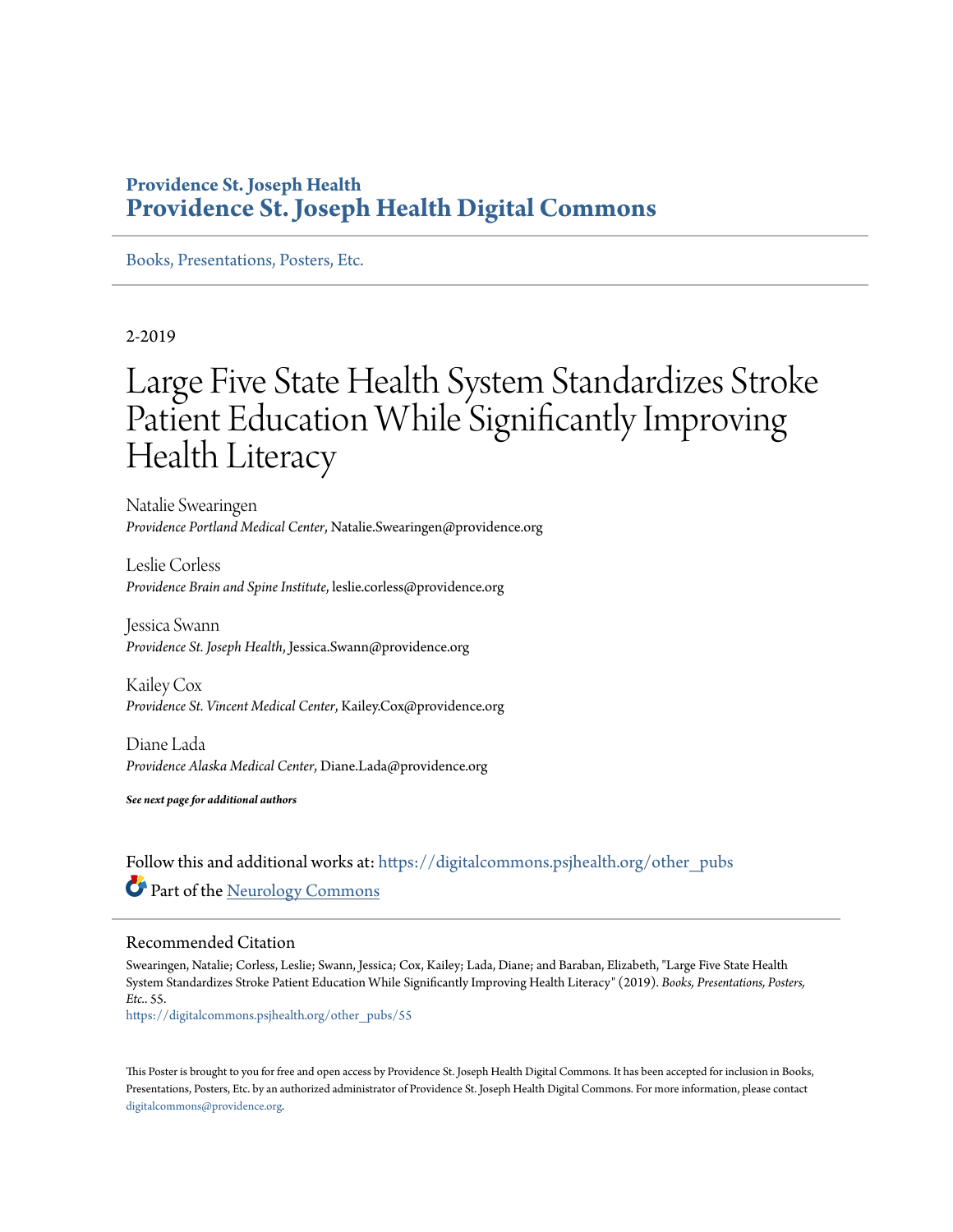Providence St. Joseph Health

**Providence St. Joseph Health Digital Commons**

Books, Presentations, Posters, Etc.

2-2019

# Large Five State Health System Standardizes Stroke Patient Education While Significantly Improving Health Literacy

Natalie Swearingen
*Providence Portland Medical Center*, Natalie.Swearingen@providence.org

Leslie Corless
*Providence Brain and Spine Institute*, leslie.corless@providence.org

Jessica Swann
*Providence St. Joseph Health*, Jessica.Swann@providence.org

Kailey Cox
*Providence St. Vincent Medical Center*, Kailey.Cox@providence.org

Diane Lada
*Providence Alaska Medical Center*, Diane.Lada@providence.org

***See next page for additional authors***

Follow this and additional works at: https://digitalcommons.psjhealth.org/other_pubs

Part of the Neurology Commons

## Recommended Citation

Swearingen, Natalie; Corless, Leslie; Swann, Jessica; Cox, Kailey; Lada, Diane; and Baraban, Elizabeth, "Large Five State Health System Standardizes Stroke Patient Education While Significantly Improving Health Literacy" (2019). *Books, Presentations, Posters, Etc.*. 55.
https://digitalcommons.psjhealth.org/other_pubs/55

This Poster is brought to you for free and open access by Providence St. Joseph Health Digital Commons. It has been accepted for inclusion in Books, Presentations, Posters, Etc. by an authorized administrator of Providence St. Joseph Health Digital Commons. For more information, please contact digitalcommons@providence.org.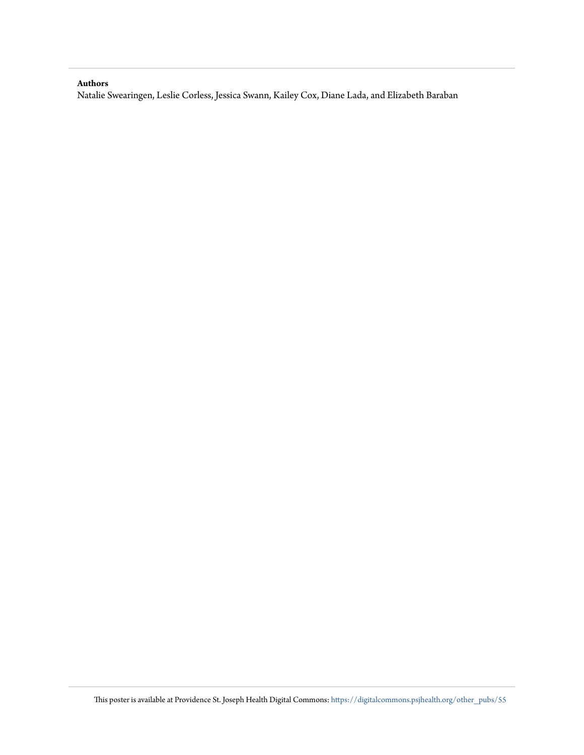**Authors**

Natalie Swearingen, Leslie Corless, Jessica Swann, Kailey Cox, Diane Lada, and Elizabeth Baraban

This poster is available at Providence St. Joseph Health Digital Commons: https://digitalcommons.psjhealth.org/other_pubs/55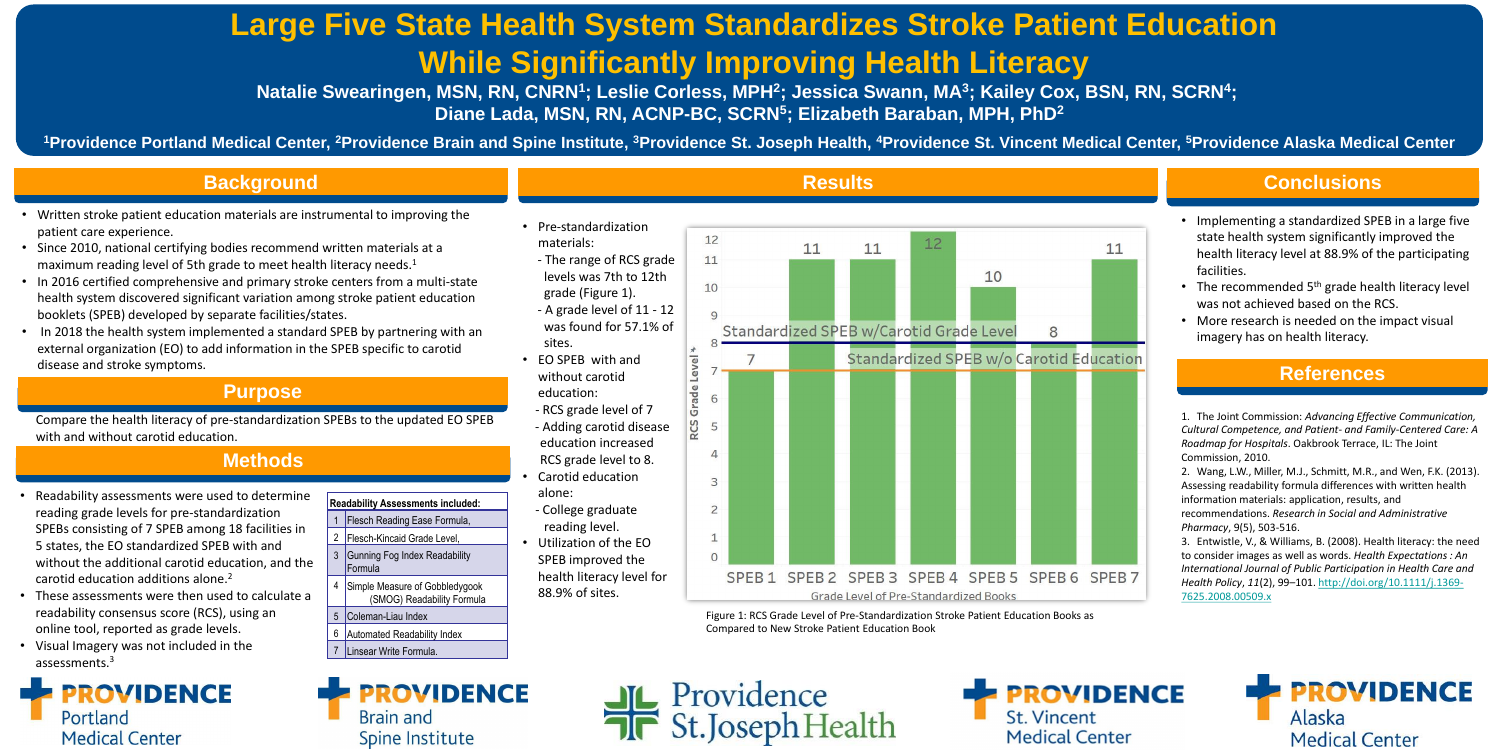# Large Five State Health System Standardizes Stroke Patient Education While Significantly Improving Health Literacy

**Natalie Swearingen, MSN, RN, CNRN[1]; Leslie Corless, MPH[2]; Jessica Swann, MA[3]; Kailey Cox, BSN, RN, SCRN[4]; Diane Lada, MSN, RN, ACNP-BC, SCRN[5]; Elizabeth Baraban, MPH, PhD[2]**

**[1]Providence Portland Medical Center, [2]Providence Brain and Spine Institute, [3]Providence St. Joseph Health, [4]Providence St. Vincent Medical Center, [5]Providence Alaska Medical Center**

## Background

- Written stroke patient education materials are instrumental to improving the patient care experience.
- Since 2010, national certifying bodies recommend written materials at a maximum reading level of 5th grade to meet health literacy needs.[1]
- In 2016 certified comprehensive and primary stroke centers from a multi-state health system discovered significant variation among stroke patient education booklets (SPEB) developed by separate facilities/states.
- In 2018 the health system implemented a standard SPEB by partnering with an external organization (EO) to add information in the SPEB specific to carotid disease and stroke symptoms.

## Purpose

Compare the health literacy of pre-standardization SPEBs to the updated EO SPEB with and without carotid education.

## Methods

- Readability assessments were used to determine reading grade levels for pre-standardization SPEBs consisting of 7 SPEB among 18 facilities in 5 states, the EO standardized SPEB with and without the additional carotid education, and the carotid education additions alone.[2]
- These assessments were then used to calculate a readability consensus score (RCS), using an online tool, reported as grade levels.
- Visual Imagery was not included in the assessments.[3]

| Readability Assessments included: | |
|---|---|
| 1 | Flesch Reading Ease Formula, |
| 2 | Flesch-Kincaid Grade Level, |
| 3 | Gunning Fog Index Readability Formula |
| 4 | Simple Measure of Gobbledygook (SMOG) Readability Formula |
| 5 | Coleman-Liau Index |
| 6 | Automated Readability Index |
| 7 | Linsear Write Formula. |

## Results

- Pre-standardization materials:
  - The range of RCS grade levels was 7th to 12th grade (Figure 1).
  - A grade level of 11 - 12 was found for 57.1% of sites.
- EO SPEB with and without carotid education:
  - RCS grade level of 7
  - Adding carotid disease education increased RCS grade level to 8.
- Carotid education alone:
  - College graduate reading level.
- Utilization of the EO SPEB improved the health literacy level for 88.9% of sites.

RCS Grade Level
12, 11, 10, 9, 8, 7, 6, 5, 4, 3, 2, 1, 0
7, 11, 11, 12, 10, 8, 11
Standardized SPEB w/Carotid Grade Level
Standardized SPEB w/o Carotid Education
SPEB 1, SPEB 2, SPEB 3, SPEB 4, SPEB 5, SPEB 6, SPEB 7
Grade Level of Pre-Standardized Books

Figure 1: RCS Grade Level of Pre-Standardization Stroke Patient Education Books as Compared to New Stroke Patient Education Book

## Conclusions

- Implementing a standardized SPEB in a large five state health system significantly improved the health literacy level at 88.9% of the participating facilities.
- The recommended 5th grade health literacy level was not achieved based on the RCS.
- More research is needed on the impact visual imagery has on health literacy.

## References

1. The Joint Commission: *Advancing Effective Communication, Cultural Competence, and Patient- and Family-Centered Care: A Roadmap for Hospitals*. Oakbrook Terrace, IL: The Joint Commission, 2010.
2. Wang, L.W., Miller, M.J., Schmitt, M.R., and Wen, F.K. (2013). Assessing readability formula differences with written health information materials: application, results, and recommendations. *Research in Social and Administrative Pharmacy*, 9(5), 503-516.
3. Entwistle, V., & Williams, B. (2008). Health literacy: the need to consider images as well as words. *Health Expectations : An International Journal of Public Participation in Health Care and Health Policy*, *11*(2), 99–101. http://doi.org/10.1111/j.1369-7625.2008.00509.x

PROVIDENCE Portland Medical Center | PROVIDENCE Brain and Spine Institute | Providence St. Joseph Health | PROVIDENCE St. Vincent Medical Center | PROVIDENCE Alaska Medical Center